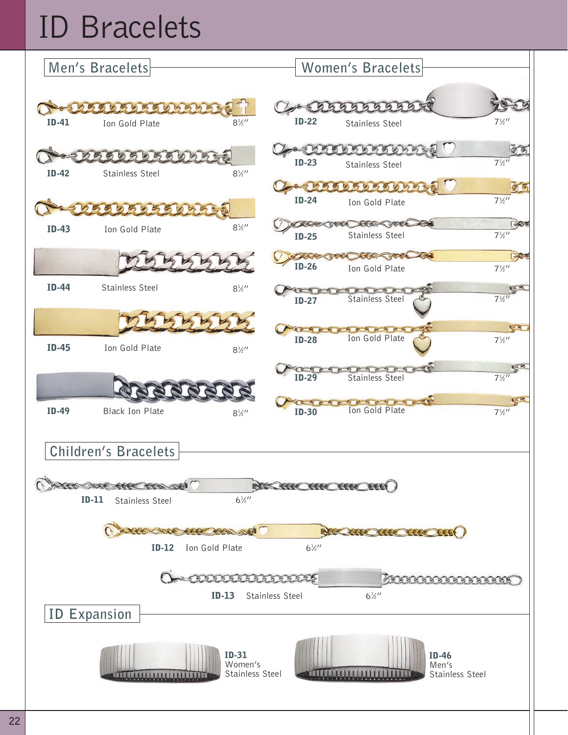# ID Bracelets

## Men's Bracelets

| Item | Material | Length |
|---|---|---|
| ID-41 | Ion Gold Plate | 8½″ |
| ID-42 | Stainless Steel | 8½″ |
| ID-43 | Ion Gold Plate | 8½″ |
| ID-44 | Stainless Steel | 8½″ |
| ID-45 | Ion Gold Plate | 8½″ |
| ID-49 | Black Ion Plate | 8½″ |

## Women's Bracelets

| Item | Material | Length |
|---|---|---|
| ID-22 | Stainless Steel | 7½″ |
| ID-23 | Stainless Steel | 7½″ |
| ID-24 | Ion Gold Plate | 7½″ |
| ID-25 | Stainless Steel | 7½″ |
| ID-26 | Ion Gold Plate | 7½″ |
| ID-27 | Stainless Steel | 7½″ |
| ID-28 | Ion Gold Plate | 7½″ |
| ID-29 | Stainless Steel | 7½″ |
| ID-30 | Ion Gold Plate | 7½″ |

## Children's Bracelets

| Item | Material | Length |
|---|---|---|
| ID-11 | Stainless Steel | 6½″ |
| ID-12 | Ion Gold Plate | 6½″ |
| ID-13 | Stainless Steel | 6½″ |

## ID Expansion

**ID-31**
Women's
Stainless Steel

**ID-46**
Men's
Stainless Steel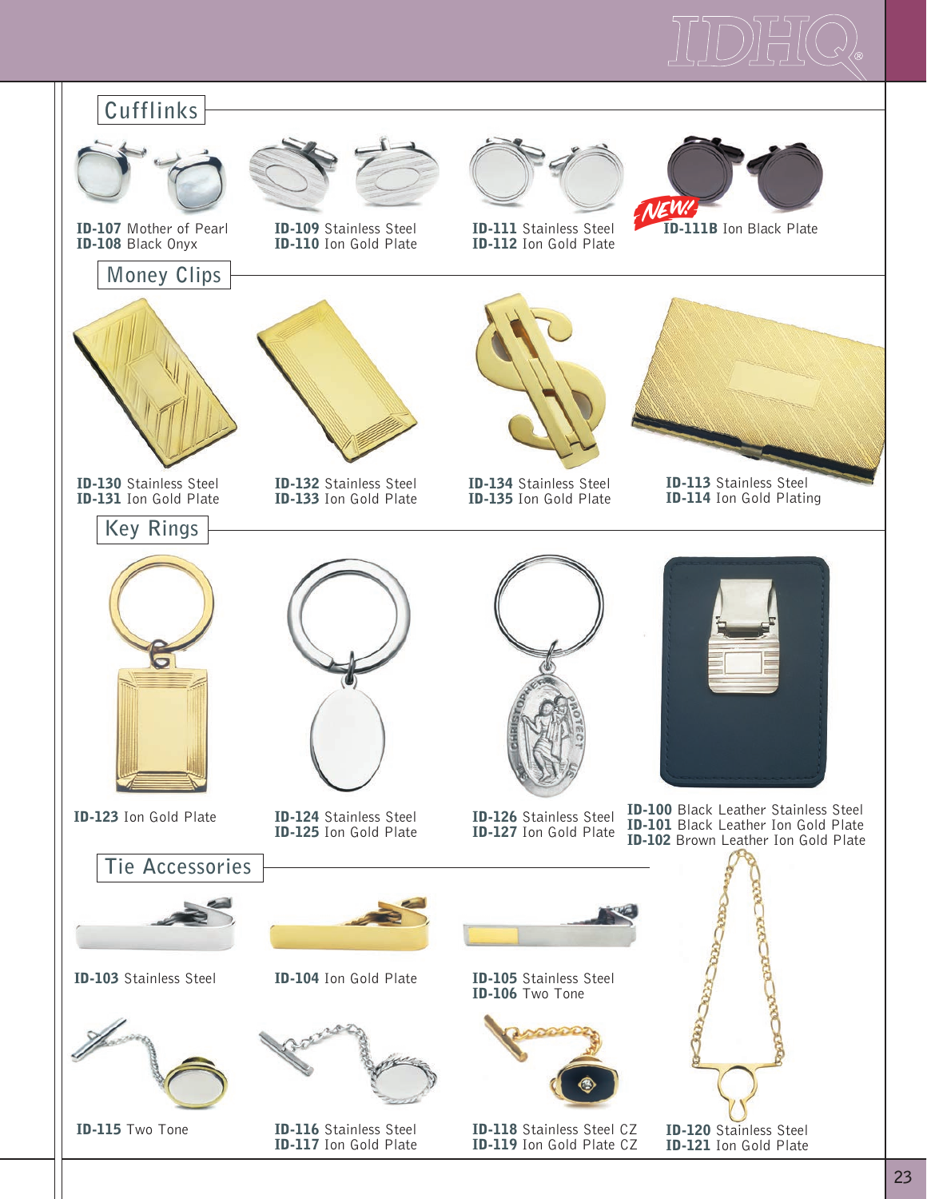## Cufflinks

**ID-107** Mother of Pearl
**ID-108** Black Onyx

**ID-109** Stainless Steel
**ID-110** Ion Gold Plate

**ID-111** Stainless Steel
**ID-112** Ion Gold Plate

NEW!
**ID-111B** Ion Black Plate

## Money Clips

**ID-130** Stainless Steel
**ID-131** Ion Gold Plate

**ID-132** Stainless Steel
**ID-133** Ion Gold Plate

**ID-134** Stainless Steel
**ID-135** Ion Gold Plate

**ID-113** Stainless Steel
**ID-114** Ion Gold Plating

## Key Rings

**ID-123** Ion Gold Plate

**ID-124** Stainless Steel
**ID-125** Ion Gold Plate

**ID-126** Stainless Steel
**ID-127** Ion Gold Plate

**ID-100** Black Leather Stainless Steel
**ID-101** Black Leather Ion Gold Plate
**ID-102** Brown Leather Ion Gold Plate

## Tie Accessories

**ID-103** Stainless Steel

**ID-104** Ion Gold Plate

**ID-105** Stainless Steel
**ID-106** Two Tone

**ID-115** Two Tone

**ID-116** Stainless Steel
**ID-117** Ion Gold Plate

**ID-118** Stainless Steel CZ
**ID-119** Ion Gold Plate CZ

**ID-120** Stainless Steel
**ID-121** Ion Gold Plate